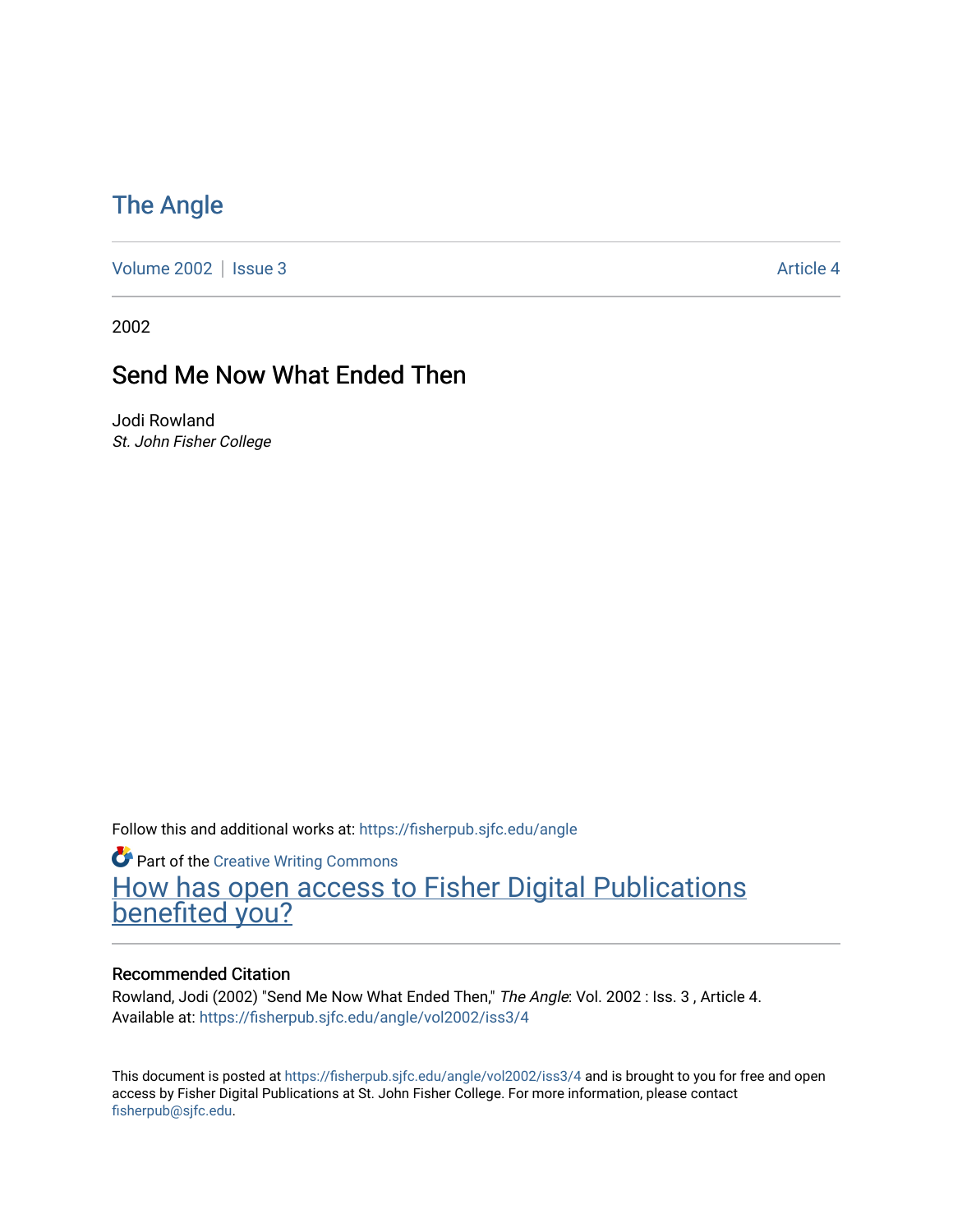# The Angle

Volume 2002 | Issue 3 Article 4

2002

## Send Me Now What Ended Then

Jodi Rowland
*St. John Fisher College*

Follow this and additional works at: https://fisherpub.sjfc.edu/angle

Part of the Creative Writing Commons

How has open access to Fisher Digital Publications benefited you?

### Recommended Citation

Rowland, Jodi (2002) "Send Me Now What Ended Then," *The Angle*: Vol. 2002 : Iss. 3 , Article 4.
Available at: https://fisherpub.sjfc.edu/angle/vol2002/iss3/4

This document is posted at https://fisherpub.sjfc.edu/angle/vol2002/iss3/4 and is brought to you for free and open access by Fisher Digital Publications at St. John Fisher College. For more information, please contact fisherpub@sjfc.edu.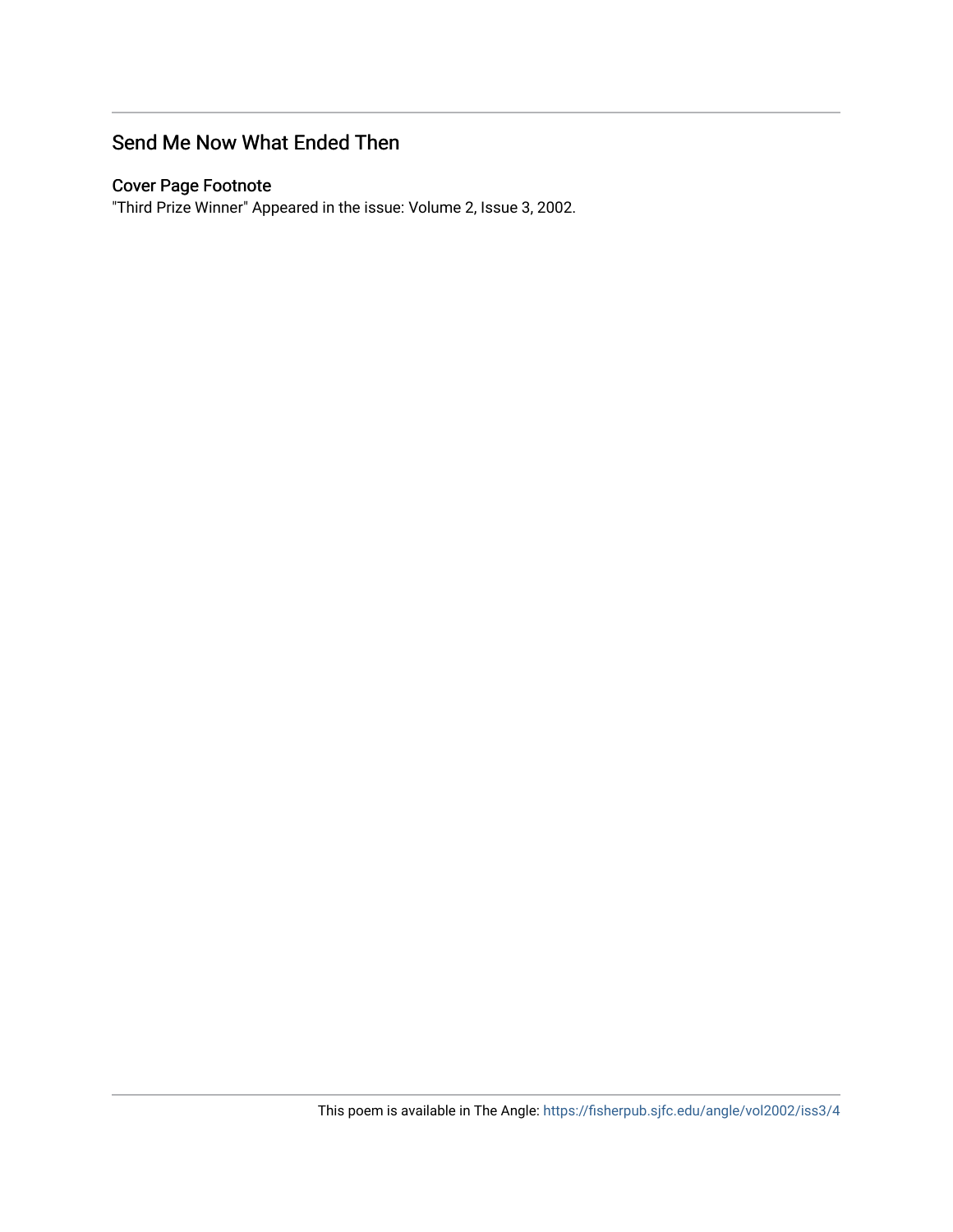## Send Me Now What Ended Then

### Cover Page Footnote

"Third Prize Winner" Appeared in the issue: Volume 2, Issue 3, 2002.

This poem is available in The Angle: https://fisherpub.sjfc.edu/angle/vol2002/iss3/4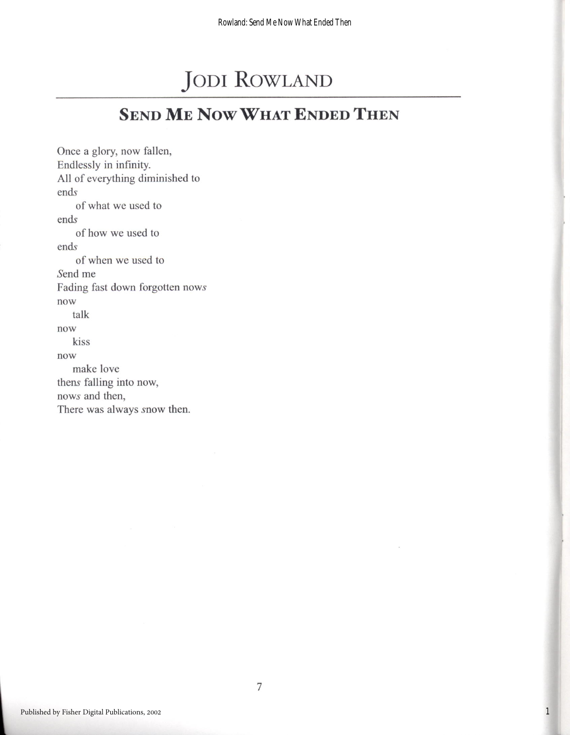# Jodi Rowland

## Send Me Now What Ended Then

Once a glory, now fallen,
Endlessly in infinity.
All of everything diminished to
end*s*
    of what we used to
end*s*
    of how we used to
end*s*
    of when we used to
*S*end me
Fading fast down forgotten now*s*
now
    talk
now
    kiss
now
    make love
then*s* falling into now,
now*s* and then,
There was always *s*now then.

Published by Fisher Digital Publications, 2002